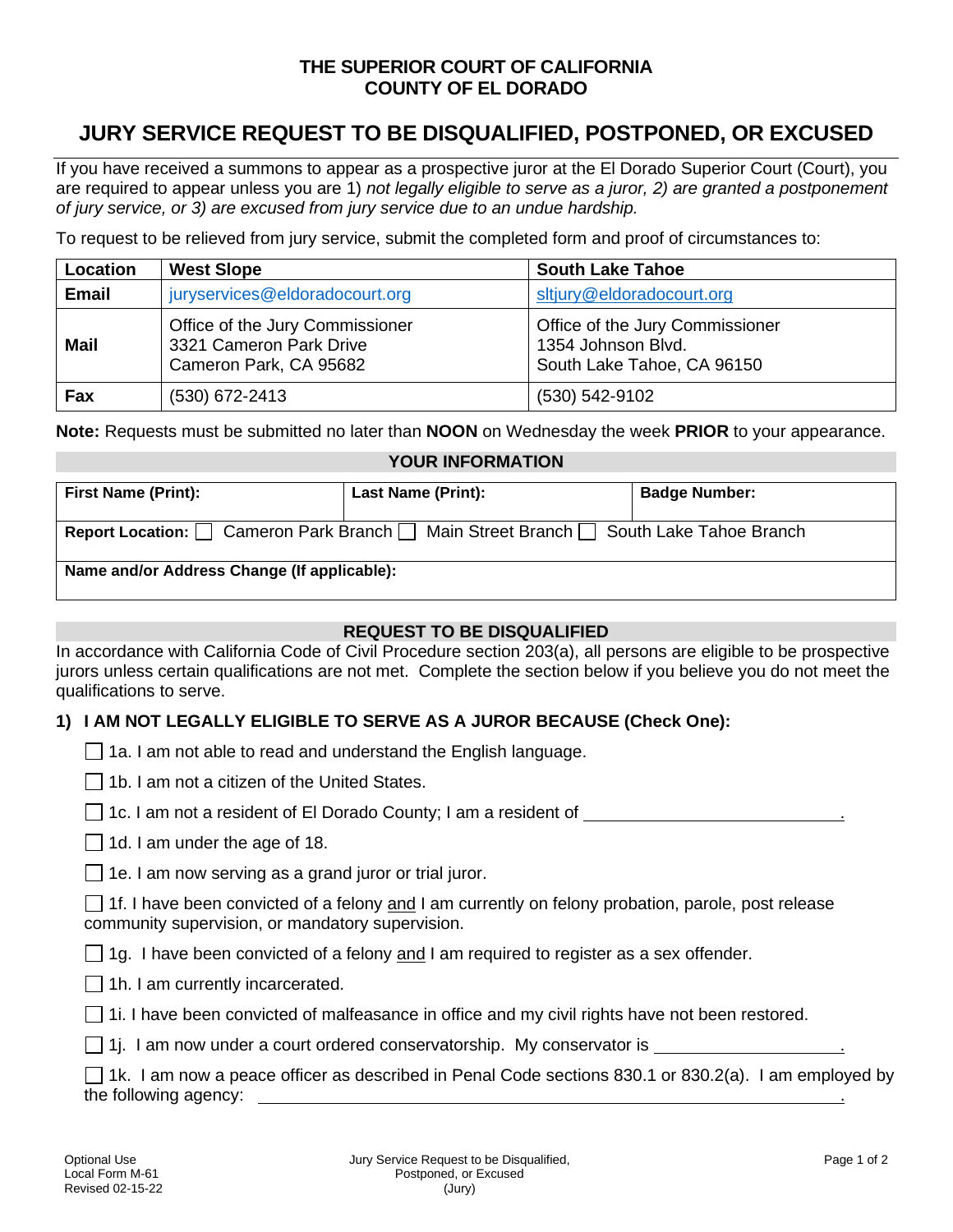**THE SUPERIOR COURT OF CALIFORNIA**
**COUNTY OF EL DORADO**

# JURY SERVICE REQUEST TO BE DISQUALIFIED, POSTPONED, OR EXCUSED

If you have received a summons to appear as a prospective juror at the El Dorado Superior Court (Court), you are required to appear unless you are 1) *not legally eligible to serve as a juror, 2) are granted a postponement of jury service, or 3) are excused from jury service due to an undue hardship.*

To request to be relieved from jury service, submit the completed form and proof of circumstances to:

| Location | West Slope | South Lake Tahoe |
|---|---|---|
| **Email** | juryservices@eldoradocourt.org | sltjury@eldoradocourt.org |
| **Mail** | Office of the Jury Commissioner<br>3321 Cameron Park Drive<br>Cameron Park, CA 95682 | Office of the Jury Commissioner<br>1354 Johnson Blvd.<br>South Lake Tahoe, CA 96150 |
| **Fax** | (530) 672-2413 | (530) 542-9102 |

**Note:** Requests must be submitted no later than **NOON** on Wednesday the week **PRIOR** to your appearance.

## YOUR INFORMATION

| First Name (Print): | Last Name (Print): | Badge Number: |
|---|---|---|
| | | |

**Report Location:** ☐ Cameron Park Branch ☐ Main Street Branch ☐ South Lake Tahoe Branch

**Name and/or Address Change (If applicable):**

## REQUEST TO BE DISQUALIFIED

In accordance with California Code of Civil Procedure section 203(a), all persons are eligible to be prospective jurors unless certain qualifications are not met. Complete the section below if you believe you do not meet the qualifications to serve.

### 1) I AM NOT LEGALLY ELIGIBLE TO SERVE AS A JUROR BECAUSE (Check One):

☐ 1a. I am not able to read and understand the English language.

☐ 1b. I am not a citizen of the United States.

☐ 1c. I am not a resident of El Dorado County; I am a resident of ____________________________.

☐ 1d. I am under the age of 18.

☐ 1e. I am now serving as a grand juror or trial juror.

☐ 1f. I have been convicted of a felony and I am currently on felony probation, parole, post release community supervision, or mandatory supervision.

☐ 1g. I have been convicted of a felony and I am required to register as a sex offender.

☐ 1h. I am currently incarcerated.

☐ 1i. I have been convicted of malfeasance in office and my civil rights have not been restored.

☐ 1j. I am now under a court ordered conservatorship. My conservator is ____________________.

☐ 1k. I am now a peace officer as described in Penal Code sections 830.1 or 830.2(a). I am employed by the following agency: ____________________________________________.

Optional Use
Local Form M-61
Revised 02-15-22

Jury Service Request to be Disqualified, Postponed, or Excused (Jury)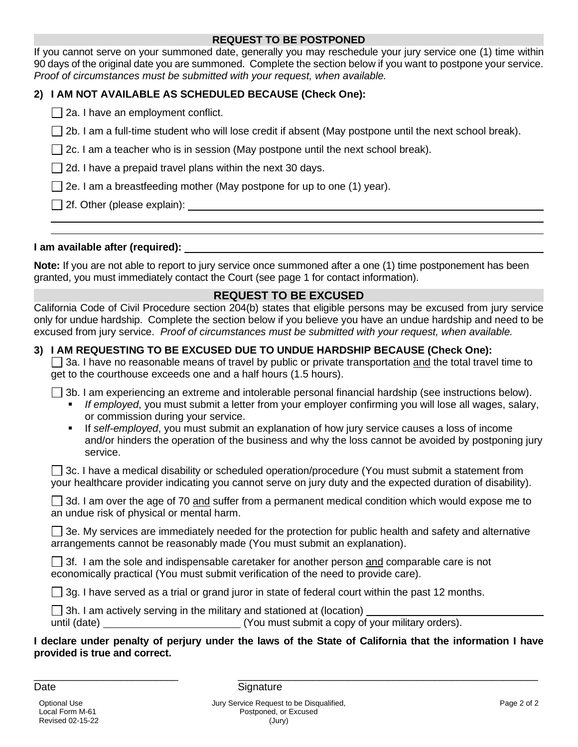## REQUEST TO BE POSTPONED

If you cannot serve on your summoned date, generally you may reschedule your jury service one (1) time within 90 days of the original date you are summoned. Complete the section below if you want to postpone your service. *Proof of circumstances must be submitted with your request, when available.*

### 2) I AM NOT AVAILABLE AS SCHEDULED BECAUSE (Check One):

- ☐ 2a. I have an employment conflict.
- ☐ 2b. I am a full-time student who will lose credit if absent (May postpone until the next school break).
- ☐ 2c. I am a teacher who is in session (May postpone until the next school break).
- ☐ 2d. I have a prepaid travel plans within the next 30 days.
- ☐ 2e. I am a breastfeeding mother (May postpone for up to one (1) year).
- ☐ 2f. Other (please explain): ______________________________________________

______________________________________________

______________________________________________

**I am available after (required):** ______________________________________________

**Note:** If you are not able to report to jury service once summoned after a one (1) time postponement has been granted, you must immediately contact the Court (see page 1 for contact information).

## REQUEST TO BE EXCUSED

California Code of Civil Procedure section 204(b) states that eligible persons may be excused from jury service only for undue hardship. Complete the section below if you believe you have an undue hardship and need to be excused from jury service. *Proof of circumstances must be submitted with your request, when available.*

### 3) I AM REQUESTING TO BE EXCUSED DUE TO UNDUE HARDSHIP BECAUSE (Check One):

☐ 3a. I have no reasonable means of travel by public or private transportation and the total travel time to get to the courthouse exceeds one and a half hours (1.5 hours).

☐ 3b. I am experiencing an extreme and intolerable personal financial hardship (see instructions below).

- *If employed*, you must submit a letter from your employer confirming you will lose all wages, salary, or commission during your service.
- If *self-employed*, you must submit an explanation of how jury service causes a loss of income and/or hinders the operation of the business and why the loss cannot be avoided by postponing jury service.

☐ 3c. I have a medical disability or scheduled operation/procedure (You must submit a statement from your healthcare provider indicating you cannot serve on jury duty and the expected duration of disability).

☐ 3d. I am over the age of 70 and suffer from a permanent medical condition which would expose me to an undue risk of physical or mental harm.

☐ 3e. My services are immediately needed for the protection for public health and safety and alternative arrangements cannot be reasonably made (You must submit an explanation).

☐ 3f. I am the sole and indispensable caretaker for another person and comparable care is not economically practical (You must submit verification of the need to provide care).

☐ 3g. I have served as a trial or grand juror in state of federal court within the past 12 months.

☐ 3h. I am actively serving in the military and stationed at (location) ______________________________ until (date) ________________________ (You must submit a copy of your military orders).

**I declare under penalty of perjury under the laws of the State of California that the information I have provided is true and correct.**

________________________ ______________________________________________

Date Signature

Optional Use
Local Form M-61
Revised 02-15-22

Jury Service Request to be Disqualified, Postponed, or Excused (Jury)